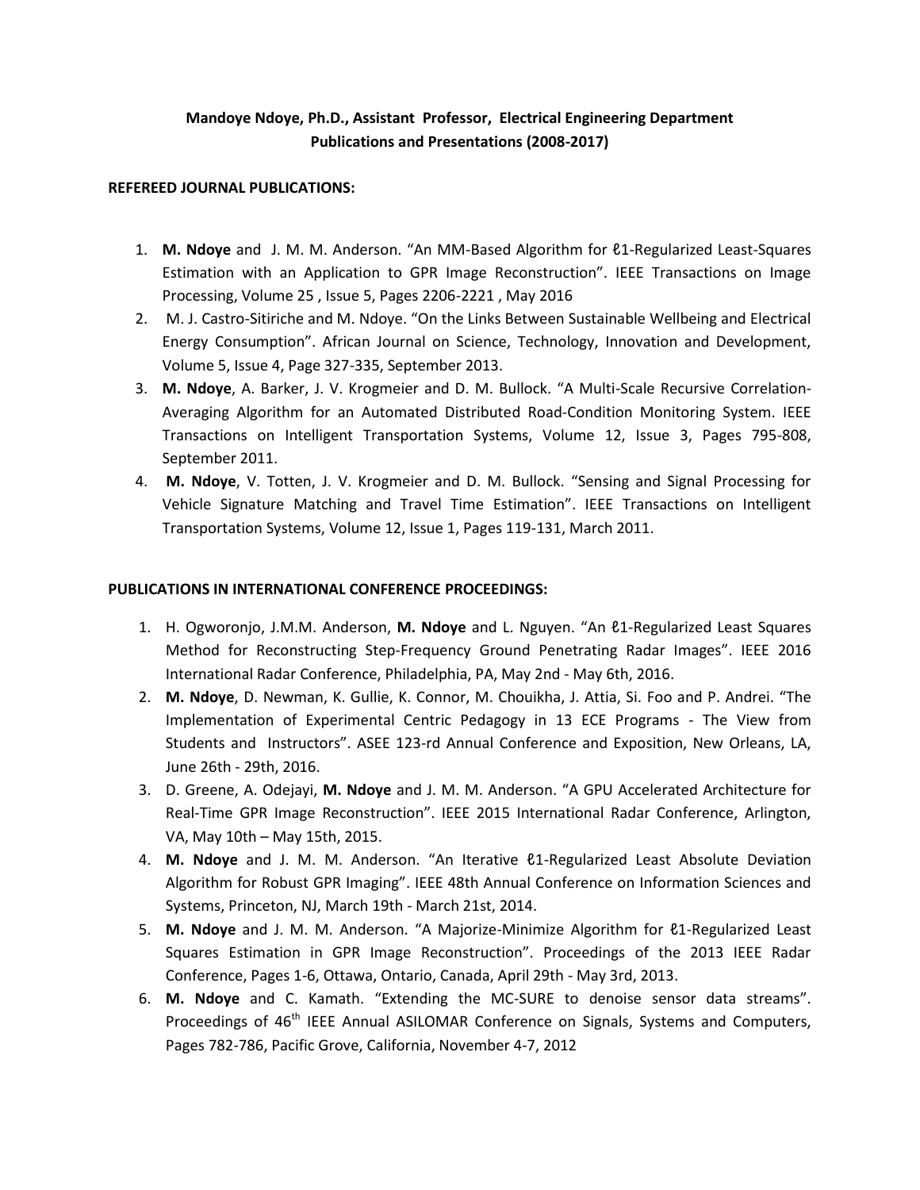**Mandoye Ndoye, Ph.D., Assistant Professor, Electrical Engineering Department**
**Publications and Presentations (2008-2017)**

**REFEREED JOURNAL PUBLICATIONS:**

1. **M. Ndoye** and J. M. M. Anderson. "An MM-Based Algorithm for ℓ1-Regularized Least-Squares Estimation with an Application to GPR Image Reconstruction". IEEE Transactions on Image Processing, Volume 25 , Issue 5, Pages 2206-2221 , May 2016
2. M. J. Castro-Sitiriche and M. Ndoye. "On the Links Between Sustainable Wellbeing and Electrical Energy Consumption". African Journal on Science, Technology, Innovation and Development, Volume 5, Issue 4, Page 327-335, September 2013.
3. **M. Ndoye**, A. Barker, J. V. Krogmeier and D. M. Bullock. "A Multi-Scale Recursive Correlation-Averaging Algorithm for an Automated Distributed Road-Condition Monitoring System. IEEE Transactions on Intelligent Transportation Systems, Volume 12, Issue 3, Pages 795-808, September 2011.
4. **M. Ndoye**, V. Totten, J. V. Krogmeier and D. M. Bullock. "Sensing and Signal Processing for Vehicle Signature Matching and Travel Time Estimation". IEEE Transactions on Intelligent Transportation Systems, Volume 12, Issue 1, Pages 119-131, March 2011.

**PUBLICATIONS IN INTERNATIONAL CONFERENCE PROCEEDINGS:**

1. H. Ogworonjo, J.M.M. Anderson, **M. Ndoye** and L. Nguyen. "An ℓ1-Regularized Least Squares Method for Reconstructing Step-Frequency Ground Penetrating Radar Images". IEEE 2016 International Radar Conference, Philadelphia, PA, May 2nd - May 6th, 2016.
2. **M. Ndoye**, D. Newman, K. Gullie, K. Connor, M. Chouikha, J. Attia, Si. Foo and P. Andrei. "The Implementation of Experimental Centric Pedagogy in 13 ECE Programs - The View from Students and Instructors". ASEE 123-rd Annual Conference and Exposition, New Orleans, LA, June 26th - 29th, 2016.
3. D. Greene, A. Odejayi, **M. Ndoye** and J. M. M. Anderson. "A GPU Accelerated Architecture for Real-Time GPR Image Reconstruction". IEEE 2015 International Radar Conference, Arlington, VA, May 10th – May 15th, 2015.
4. **M. Ndoye** and J. M. M. Anderson. "An Iterative ℓ1-Regularized Least Absolute Deviation Algorithm for Robust GPR Imaging". IEEE 48th Annual Conference on Information Sciences and Systems, Princeton, NJ, March 19th - March 21st, 2014.
5. **M. Ndoye** and J. M. M. Anderson. "A Majorize-Minimize Algorithm for ℓ1-Regularized Least Squares Estimation in GPR Image Reconstruction". Proceedings of the 2013 IEEE Radar Conference, Pages 1-6, Ottawa, Ontario, Canada, April 29th - May 3rd, 2013.
6. **M. Ndoye** and C. Kamath. "Extending the MC-SURE to denoise sensor data streams". Proceedings of 46th IEEE Annual ASILOMAR Conference on Signals, Systems and Computers, Pages 782-786, Pacific Grove, California, November 4-7, 2012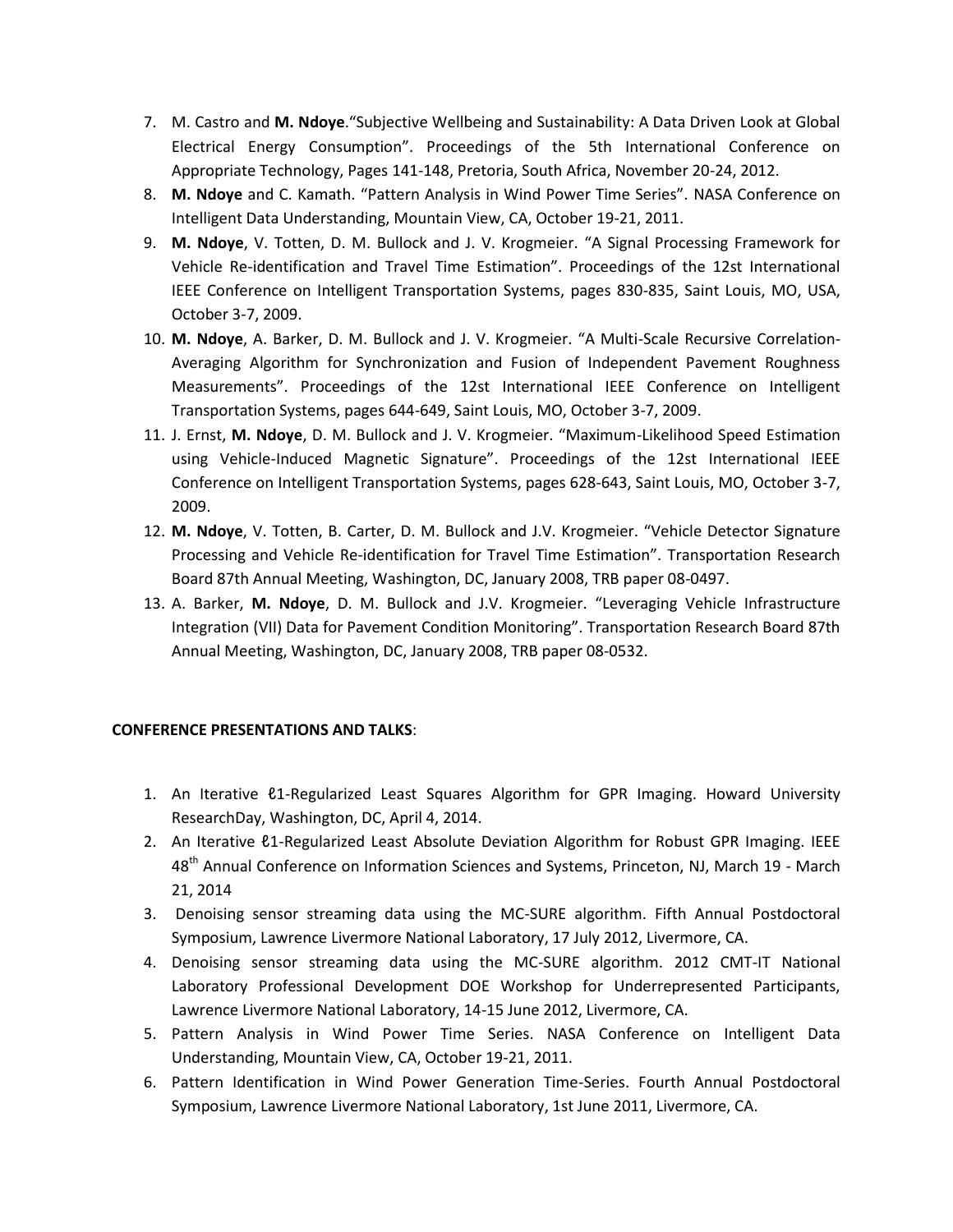7. M. Castro and **M. Ndoye**."Subjective Wellbeing and Sustainability: A Data Driven Look at Global Electrical Energy Consumption". Proceedings of the 5th International Conference on Appropriate Technology, Pages 141-148, Pretoria, South Africa, November 20-24, 2012.
8. **M. Ndoye** and C. Kamath. "Pattern Analysis in Wind Power Time Series". NASA Conference on Intelligent Data Understanding, Mountain View, CA, October 19-21, 2011.
9. **M. Ndoye**, V. Totten, D. M. Bullock and J. V. Krogmeier. "A Signal Processing Framework for Vehicle Re-identification and Travel Time Estimation". Proceedings of the 12st International IEEE Conference on Intelligent Transportation Systems, pages 830-835, Saint Louis, MO, USA, October 3-7, 2009.
10. **M. Ndoye**, A. Barker, D. M. Bullock and J. V. Krogmeier. "A Multi-Scale Recursive Correlation-Averaging Algorithm for Synchronization and Fusion of Independent Pavement Roughness Measurements". Proceedings of the 12st International IEEE Conference on Intelligent Transportation Systems, pages 644-649, Saint Louis, MO, October 3-7, 2009.
11. J. Ernst, **M. Ndoye**, D. M. Bullock and J. V. Krogmeier. "Maximum-Likelihood Speed Estimation using Vehicle-Induced Magnetic Signature". Proceedings of the 12st International IEEE Conference on Intelligent Transportation Systems, pages 628-643, Saint Louis, MO, October 3-7, 2009.
12. **M. Ndoye**, V. Totten, B. Carter, D. M. Bullock and J.V. Krogmeier. "Vehicle Detector Signature Processing and Vehicle Re-identification for Travel Time Estimation". Transportation Research Board 87th Annual Meeting, Washington, DC, January 2008, TRB paper 08-0497.
13. A. Barker, **M. Ndoye**, D. M. Bullock and J.V. Krogmeier. "Leveraging Vehicle Infrastructure Integration (VII) Data for Pavement Condition Monitoring". Transportation Research Board 87th Annual Meeting, Washington, DC, January 2008, TRB paper 08-0532.

**CONFERENCE PRESENTATIONS AND TALKS**:

1. An Iterative ℓ1-Regularized Least Squares Algorithm for GPR Imaging. Howard University ResearchDay, Washington, DC, April 4, 2014.
2. An Iterative ℓ1-Regularized Least Absolute Deviation Algorithm for Robust GPR Imaging. IEEE 48th Annual Conference on Information Sciences and Systems, Princeton, NJ, March 19 - March 21, 2014
3. Denoising sensor streaming data using the MC-SURE algorithm. Fifth Annual Postdoctoral Symposium, Lawrence Livermore National Laboratory, 17 July 2012, Livermore, CA.
4. Denoising sensor streaming data using the MC-SURE algorithm. 2012 CMT-IT National Laboratory Professional Development DOE Workshop for Underrepresented Participants, Lawrence Livermore National Laboratory, 14-15 June 2012, Livermore, CA.
5. Pattern Analysis in Wind Power Time Series. NASA Conference on Intelligent Data Understanding, Mountain View, CA, October 19-21, 2011.
6. Pattern Identification in Wind Power Generation Time-Series. Fourth Annual Postdoctoral Symposium, Lawrence Livermore National Laboratory, 1st June 2011, Livermore, CA.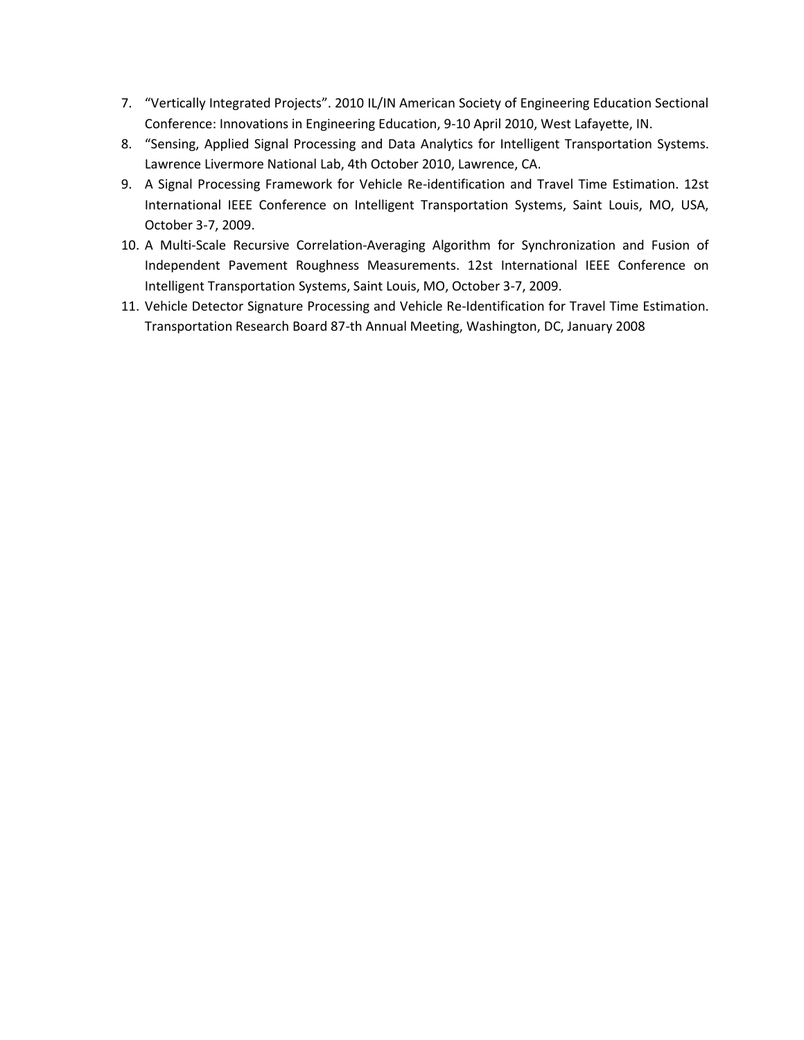7. “Vertically Integrated Projects”. 2010 IL/IN American Society of Engineering Education Sectional Conference: Innovations in Engineering Education, 9-10 April 2010, West Lafayette, IN.
8. “Sensing, Applied Signal Processing and Data Analytics for Intelligent Transportation Systems. Lawrence Livermore National Lab, 4th October 2010, Lawrence, CA.
9. A Signal Processing Framework for Vehicle Re-identification and Travel Time Estimation. 12st International IEEE Conference on Intelligent Transportation Systems, Saint Louis, MO, USA, October 3-7, 2009.
10. A Multi-Scale Recursive Correlation-Averaging Algorithm for Synchronization and Fusion of Independent Pavement Roughness Measurements. 12st International IEEE Conference on Intelligent Transportation Systems, Saint Louis, MO, October 3-7, 2009.
11. Vehicle Detector Signature Processing and Vehicle Re-Identification for Travel Time Estimation. Transportation Research Board 87-th Annual Meeting, Washington, DC, January 2008